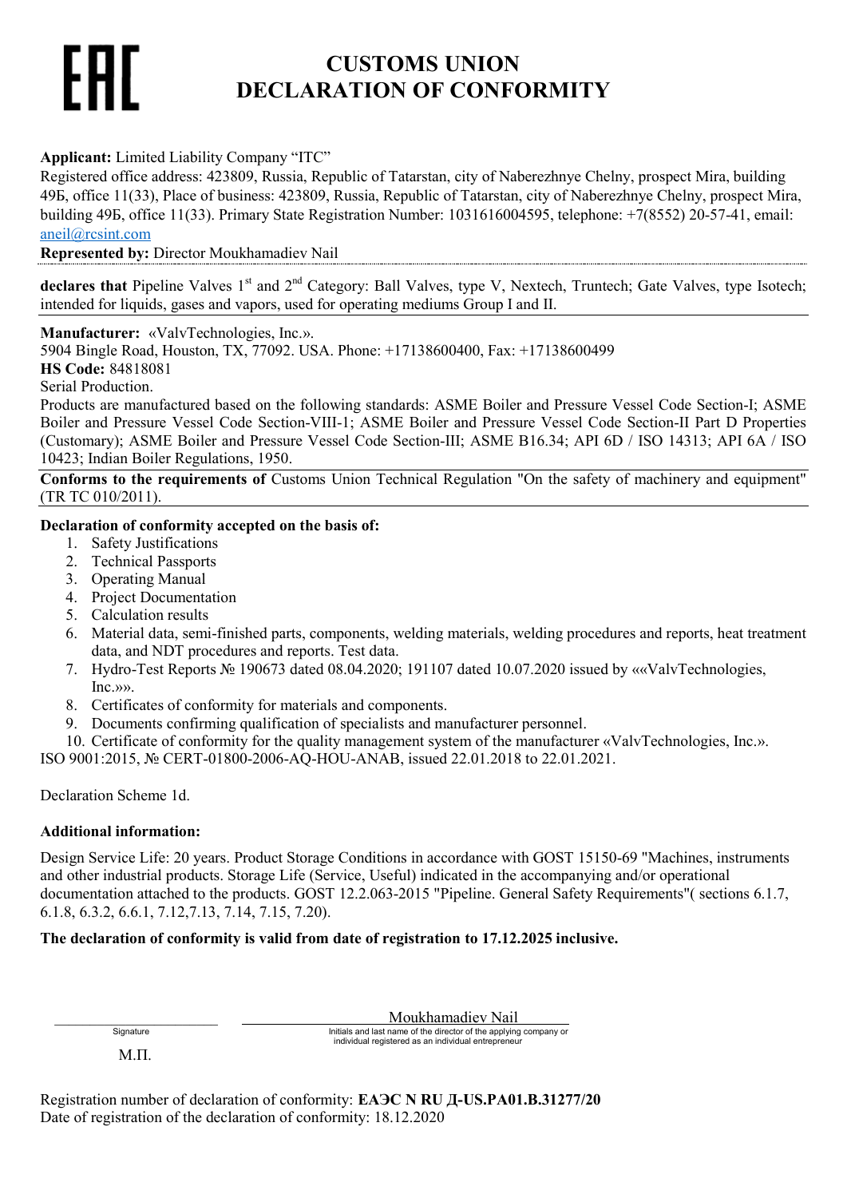# EAC

# CUSTOMS UNION
# DECLARATION OF CONFORMITY

**Applicant:** Limited Liability Company "ITC"
Registered office address: 423809, Russia, Republic of Tatarstan, city of Naberezhnye Chelny, prospect Mira, building 49Б, office 11(33), Place of business: 423809, Russia, Republic of Tatarstan, city of Naberezhnye Chelny, prospect Mira, building 49Б, office 11(33). Primary State Registration Number: 1031616004595, telephone: +7(8552) 20-57-41, email: aneil@rcsint.com

**Represented by:** Director Moukhamadiev Nail

**declares that** Pipeline Valves 1st and 2nd Category: Ball Valves, type V, Nextech, Truntech; Gate Valves, type Isotech; intended for liquids, gases and vapors, used for operating mediums Group I and II.

**Manufacturer:** «ValvTechnologies, Inc.».
5904 Bingle Road, Houston, TX, 77092. USA. Phone: +17138600400, Fax: +17138600499
**HS Code:** 84818081
Serial Production.
Products are manufactured based on the following standards: ASME Boiler and Pressure Vessel Code Section-I; ASME Boiler and Pressure Vessel Code Section-VIII-1; ASME Boiler and Pressure Vessel Code Section-II Part D Properties (Customary); ASME Boiler and Pressure Vessel Code Section-III; ASME B16.34; API 6D / ISO 14313; API 6A / ISO 10423; Indian Boiler Regulations, 1950.

**Conforms to the requirements of** Customs Union Technical Regulation "On the safety of machinery and equipment" (TR TC 010/2011).

**Declaration of conformity accepted on the basis of:**

1. Safety Justifications
2. Technical Passports
3. Operating Manual
4. Project Documentation
5. Calculation results
6. Material data, semi-finished parts, components, welding materials, welding procedures and reports, heat treatment data, and NDT procedures and reports. Test data.
7. Hydro-Test Reports № 190673 dated 08.04.2020; 191107 dated 10.07.2020 issued by ««ValvTechnologies, Inc.»».
8. Certificates of conformity for materials and components.
9. Documents confirming qualification of specialists and manufacturer personnel.
10. Certificate of conformity for the quality management system of the manufacturer «ValvTechnologies, Inc.».

ISO 9001:2015, № CERT-01800-2006-AQ-HOU-ANAB, issued 22.01.2018 to 22.01.2021.

Declaration Scheme 1d.

**Additional information:**

Design Service Life: 20 years. Product Storage Conditions in accordance with GOST 15150-69 "Machines, instruments and other industrial products. Storage Life (Service, Useful) indicated in the accompanying and/or operational documentation attached to the products. GOST 12.2.063-2015 "Pipeline. General Safety Requirements"( sections 6.1.7, 6.1.8, 6.3.2, 6.6.1, 7.12,7.13, 7.14, 7.15, 7.20).

**The declaration of conformity is valid from date of registration to 17.12.2025 inclusive.**

______________________ Moukhamadiev Nail
Signature — Initials and last name of the director of the applying company or individual registered as an individual entrepreneur

М.П.

Registration number of declaration of conformity: **ЕАЭС N RU Д-US.PA01.B.31277/20**
Date of registration of the declaration of conformity: 18.12.2020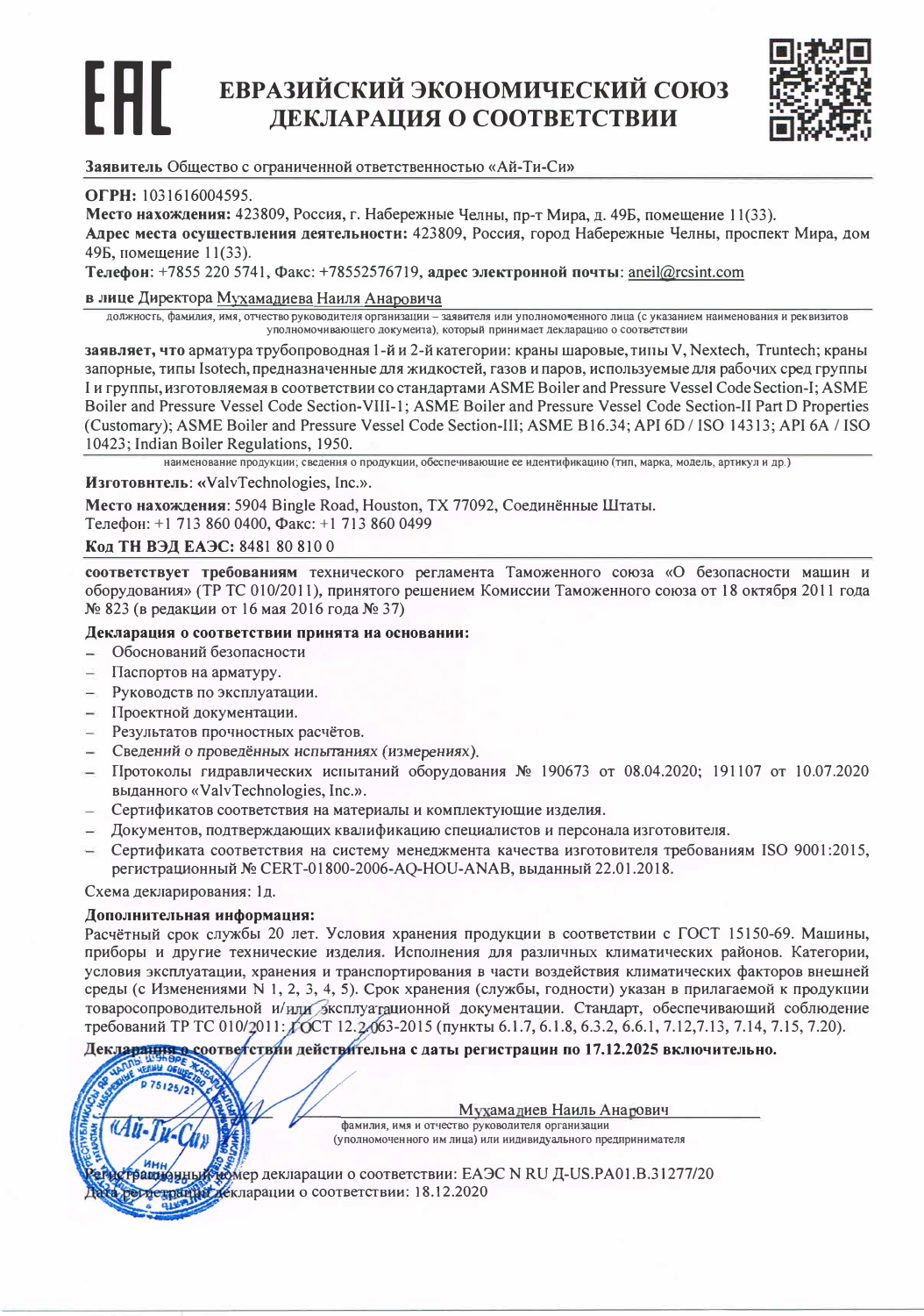# ЕВРАЗИЙСКИЙ ЭКОНОМИЧЕСКИЙ СОЮЗ
# ДЕКЛАРАЦИЯ О СООТВЕТСТВИИ

**Заявитель** Общество с ограниченной ответственностью «Ай-Ти-Си»

**ОГРН:** 1031616004595.
**Место нахождения:** 423809, Россия, г. Набережные Челны, пр-т Мира, д. 49Б, помещение 11(33).
**Адрес места осуществления деятельности:** 423809, Россия, город Набережные Челны, проспект Мира, дом 49Б, помещение 11(33).
**Телефон**: +7855 220 5741, **Факс**: +78552576719, **адрес электронной почты**: aneil@rcsint.com

**в лице** Директора Мухамадиева Наиля Анаровича

должность, фамилия, имя, отчество руководителя организации – заявителя или уполномоченного лица (с указанием наименования и реквизитов уполномочивающего документа), который принимает декларацию о соответствии

**заявляет, что** арматура трубопроводная 1-й и 2-й категории: краны шаровые, типы V, Nextech, Truntech; краны запорные, типы Isotech, предназначенные для жидкостей, газов и паров, используемые для рабочих сред группы I и группы, изготовляемая в соответствии со стандартами ASME Boiler and Pressure Vessel Code Section-I; ASME Boiler and Pressure Vessel Code Section-VIII-1; ASME Boiler and Pressure Vessel Code Section-II Part D Properties (Customary); ASME Boiler and Pressure Vessel Code Section-III; ASME B16.34; API 6D / ISO 14313; API 6A / ISO 10423; Indian Boiler Regulations, 1950.

наименование продукции; сведения о продукции, обеспечивающие ее идентификацию (тип, марка, модель, артикул и др.)

**Изготовитель**: «ValvTechnologies, Inc.».
**Место нахождения**: 5904 Bingle Road, Houston, TX 77092, Соединённые Штаты.
Телефон: +1 713 860 0400, Факс: +1 713 860 0499

**Код ТН ВЭД ЕАЭС:** 8481 80 810 0

**соответствует требованиям** технического регламента Таможенного союза «О безопасности машин и оборудования» (ТР ТС 010/2011), принятого решением Комиссии Таможенного союза от 18 октября 2011 года № 823 (в редакции от 16 мая 2016 года № 37)

**Декларация о соответствии принята на основании:**

- Обоснований безопасности
- Паспортов на арматуру.
- Руководств по эксплуатации.
- Проектной документации.
- Результатов прочностных расчётов.
- *Сведений о проведённых испытаниях (измерениях).*
- Протоколы гидравлических испытаний оборудования № 190673 от 08.04.2020; 191107 от 10.07.2020 выданного «ValvTechnologies, Inc.».
- Сертификатов соответствия на материалы и комплектующие изделия.
- Документов, подтверждающих квалификацию специалистов и персонала изготовителя.
- Сертификата соответствия на систему менеджмента качества изготовителя требованиям ISO 9001:2015, регистрационный № CERT-01800-2006-AQ-HOU-ANAB, выданный 22.01.2018.

Схема декларирования: 1д.

**Дополнительная информация:**

Расчётный срок службы 20 лет. Условия хранения продукции в соответствии с ГОСТ 15150-69. Машины, приборы и другие технические изделия. Исполнения для различных климатических районов. Категории, условия эксплуатации, хранения и транспортирования в части воздействия климатических факторов внешней среды (с Изменениями N 1, 2, 3, 4, 5). Срок хранения (службы, годности) указан в прилагаемой к продукции товаросопроводительной и/или эксплуатационной документации. Стандарт, обеспечивающий соблюдение требований ТР ТС 010/2011: ГОСТ 12.2.063-2015 (пункты 6.1.7, 6.1.8, 6.3.2, 6.6.1, 7.12,7.13, 7.14, 7.15, 7.20).

**Декларация о соответствии действительна с даты регистрации по 17.12.2025 включительно.**

Мухамадиев Наиль Анарович

фамилия, имя и отчество руководителя организации (уполномоченного им лица) или индивидуального предпринимателя

Регистрационный номер декларации о соответствии: ЕАЭС N RU Д-US.PA01.B.31277/20
Дата регистрации декларации о соответствии: 18.12.2020